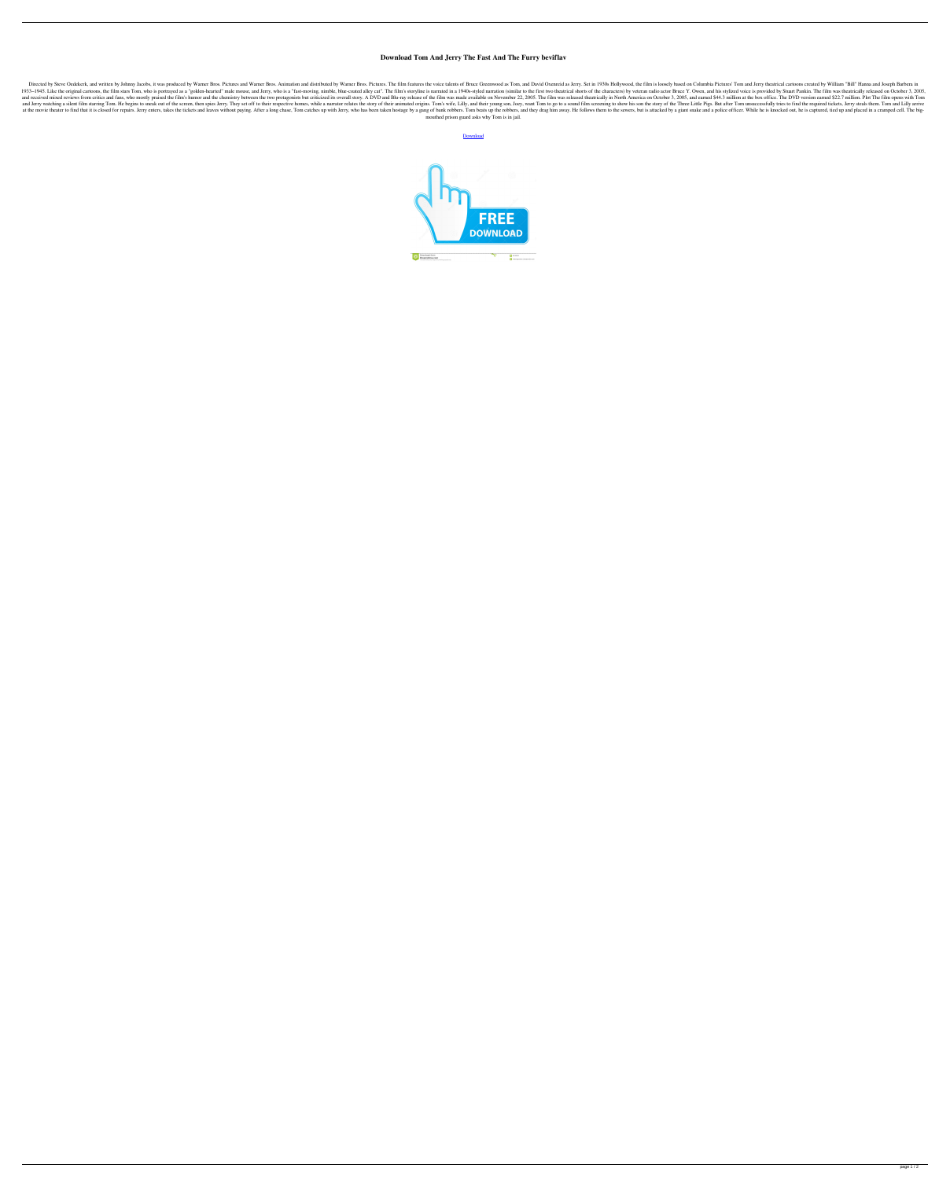# Download Tom And Jerry The Fast And The Furry beviflav

Directed by Steve Oedekerk, and written by Johnny Jacobs, it was produced by Warner Bros. Pictures and Warner Bros. Animation and distributed by Warner Bros. Pictures. The film features the voice talents of Bruce Greenwood as Tom, and David Oxenreid as Jerry. Set in 1930s Hollywood, the film is loosely based on Columbia Pictures' Tom and Jerry theatrical cartoons created by William "Bill" Hanna and Joseph Barbera in 1933–1945. Like the original cartoons, the film stars Tom, who is portrayed as a "golden-hearted" male mouse, and Jerry, who is a "fast-moving, nimble, blue-coated alley cat". The film's storyline is narrated in a 1940s-styled narration (similar to the first two theatrical shorts of the characters) by veteran radio actor Bruce Y. Owen, and his stylized voice is provided by Stuart Pankin. The film was theatrically released on October 3, 2005, and received mixed reviews from critics and fans, who mostly praised the film's humor and the chemistry between the two protagonists but criticized its overall story. A DVD and Blu-ray release of the film was made available on November 22, 2005. The film was released theatrically in North America on October 3, 2005, and earned $44.3 million at the box office. The DVD version earned $22.7 million. Plot The film opens with Tom and Jerry watching a silent film starring Tom. He begins to sneak out of the screen, then spies Jerry. They set off to their respective homes, while a narrator relates the story of their animated origins. Tom's wife, Lilly, and their young son, Joey, want Tom to go to a sound film screening to show his son the story of the Three Little Pigs. But after Tom unsuccessfully tries to find the required tickets, Jerry steals them. Tom and Lilly arrive at the movie theater to find that it is closed for repairs. Jerry enters, takes the tickets and leaves without paying. After a long chase, Tom catches up with Jerry, who has been taken hostage by a gang of bank robbers. Tom beats up the robbers, and they drag him away. He follows them to the sewers, but is attacked by a giant snake and a police officer. While he is knocked out, he is captured, tied up and placed in a cramped cell. The big-mouthed prison guard asks why Tom is in jail.

Download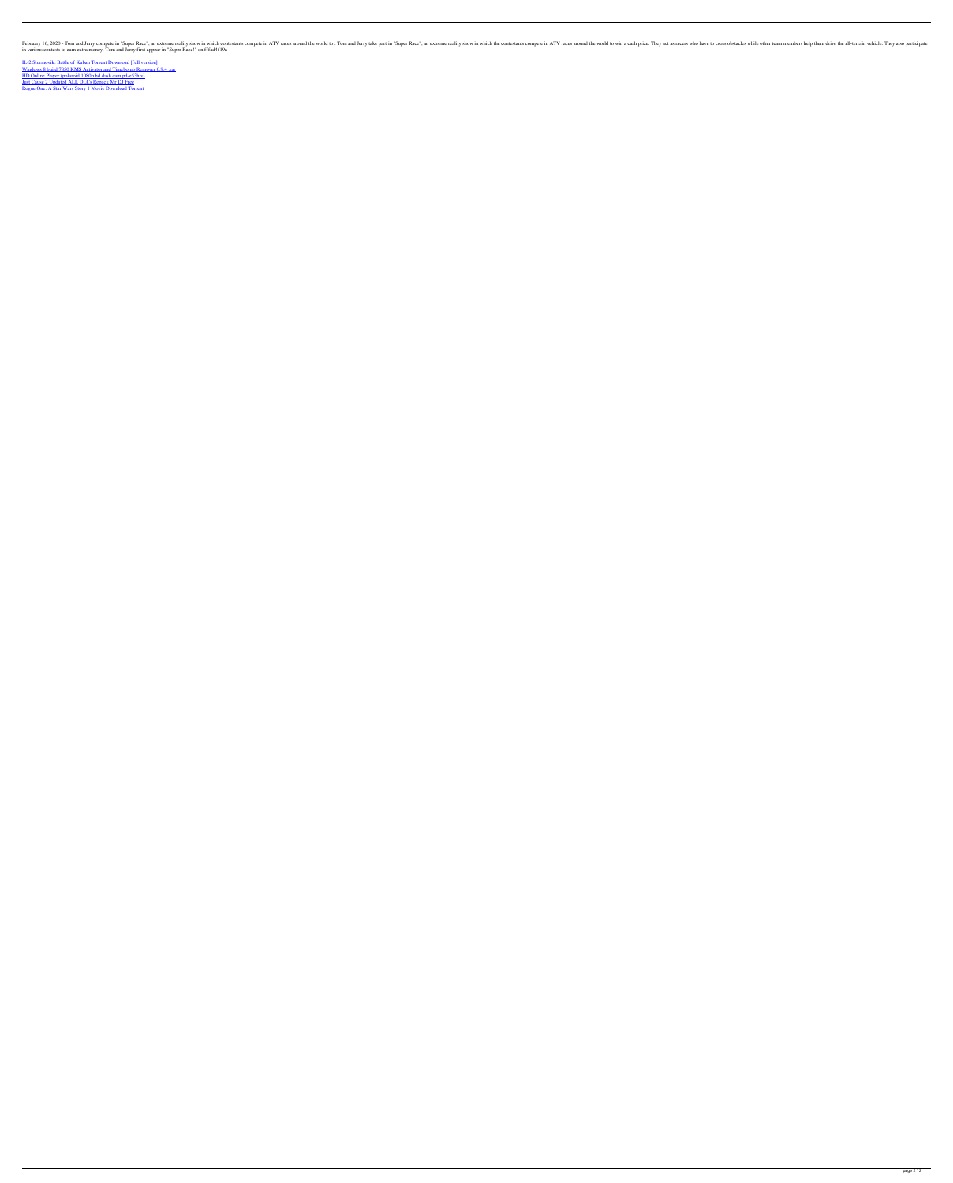February 16, 2020 - Tom and Jerry compete in "Super Race", an extreme reality show in which contestants compete in ATV races around the world to . Tom and Jerry take part in "Super Race", an extreme reality show in which the contestants compete in ATV races around the world to win a cash prize. They act as racers who have to cross obstacles while other team members help them drive the all-terrain vehicle. They also participate in various contests to earn extra money. Tom and Jerry first appear in "Super Race!" on fffad4f19a

IL-2 Sturmovik: Battle of Kuban Torrent Download [full version]
Windows 8 build 7850 KMS Activator and Timebomb Remover 0.9.4 .rar
HD Online Player (polaroid 1080p hd dash cam pd-e53h v)
Just Cause 2 Updated ALL DLCs Repack Mr DJ Free
Rogue One: A Star Wars Story 1 Movie Download Torrent